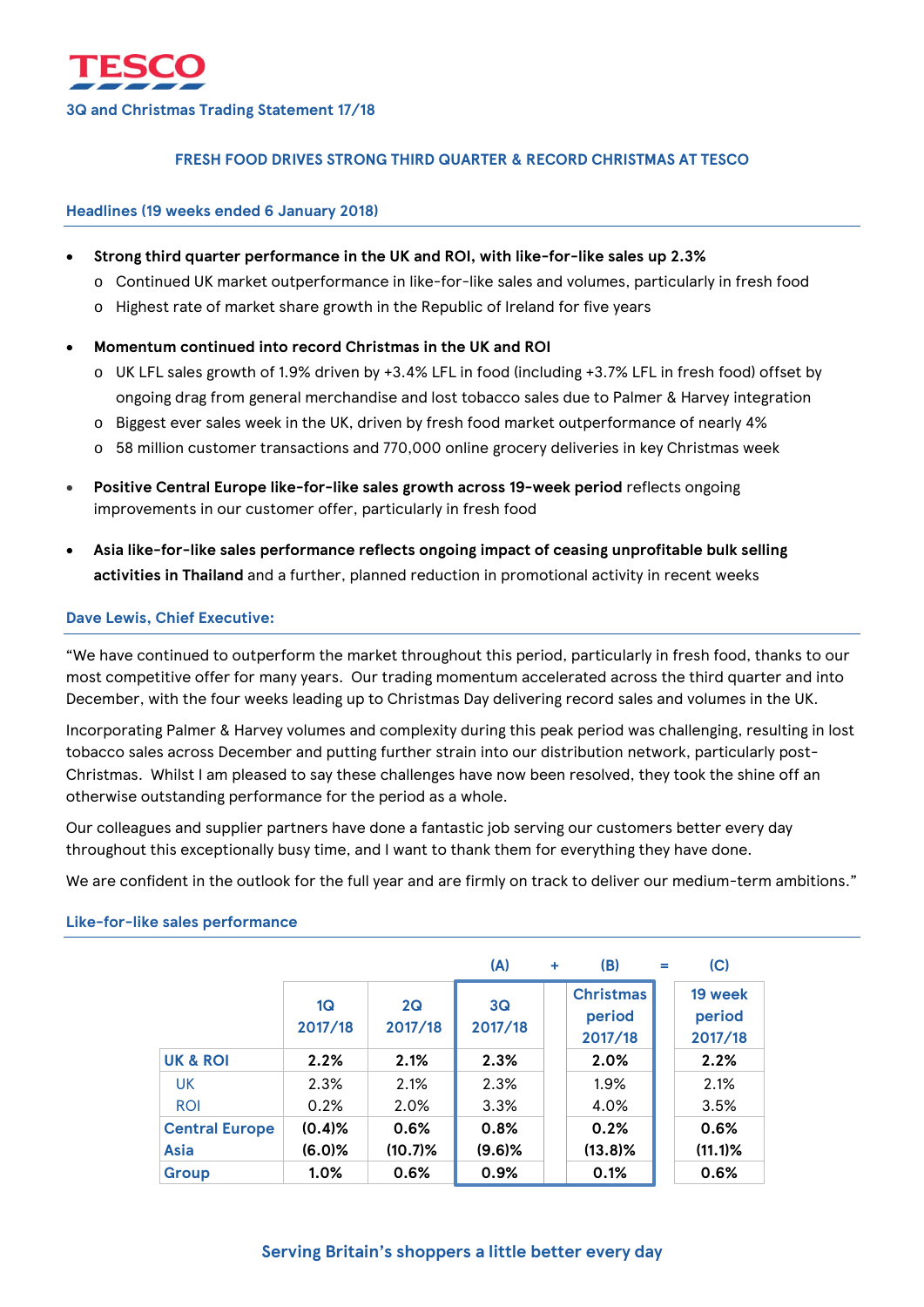# TESCO

3Q and Christmas Trading Statement 17/18

## FRESH FOOD DRIVES STRONG THIRD QUARTER & RECORD CHRISTMAS AT TESCO

### Headlines (19 weeks ended 6 January 2018)

- **Strong third quarter performance in the UK and ROI, with like-for-like sales up 2.3%**
  - Continued UK market outperformance in like-for-like sales and volumes, particularly in fresh food
  - Highest rate of market share growth in the Republic of Ireland for five years
- **Momentum continued into record Christmas in the UK and ROI**
  - UK LFL sales growth of 1.9% driven by +3.4% LFL in food (including +3.7% LFL in fresh food) offset by ongoing drag from general merchandise and lost tobacco sales due to Palmer & Harvey integration
  - Biggest ever sales week in the UK, driven by fresh food market outperformance of nearly 4%
  - 58 million customer transactions and 770,000 online grocery deliveries in key Christmas week
- **Positive Central Europe like-for-like sales growth across 19-week period** reflects ongoing improvements in our customer offer, particularly in fresh food
- **Asia like-for-like sales performance reflects ongoing impact of ceasing unprofitable bulk selling activities in Thailand** and a further, planned reduction in promotional activity in recent weeks

### Dave Lewis, Chief Executive:

"We have continued to outperform the market throughout this period, particularly in fresh food, thanks to our most competitive offer for many years. Our trading momentum accelerated across the third quarter and into December, with the four weeks leading up to Christmas Day delivering record sales and volumes in the UK.

Incorporating Palmer & Harvey volumes and complexity during this peak period was challenging, resulting in lost tobacco sales across December and putting further strain into our distribution network, particularly post-Christmas. Whilst I am pleased to say these challenges have now been resolved, they took the shine off an otherwise outstanding performance for the period as a whole.

Our colleagues and supplier partners have done a fantastic job serving our customers better every day throughout this exceptionally busy time, and I want to thank them for everything they have done.

We are confident in the outlook for the full year and are firmly on track to deliver our medium-term ambitions."

### Like-for-like sales performance

| | | | (A) + | (B) = | (C) |
|---|---|---|---|---|---|
| | 1Q 2017/18 | 2Q 2017/18 | 3Q 2017/18 | Christmas period 2017/18 | 19 week period 2017/18 |
| **UK & ROI** | **2.2%** | **2.1%** | **2.3%** | **2.0%** | **2.2%** |
| UK | 2.3% | 2.1% | 2.3% | 1.9% | 2.1% |
| ROI | 0.2% | 2.0% | 3.3% | 4.0% | 3.5% |
| **Central Europe** | **(0.4)%** | **0.6%** | **0.8%** | **0.2%** | **0.6%** |
| **Asia** | **(6.0)%** | **(10.7)%** | **(9.6)%** | **(13.8)%** | **(11.1)%** |
| **Group** | **1.0%** | **0.6%** | **0.9%** | **0.1%** | **0.6%** |

Serving Britain's shoppers a little better every day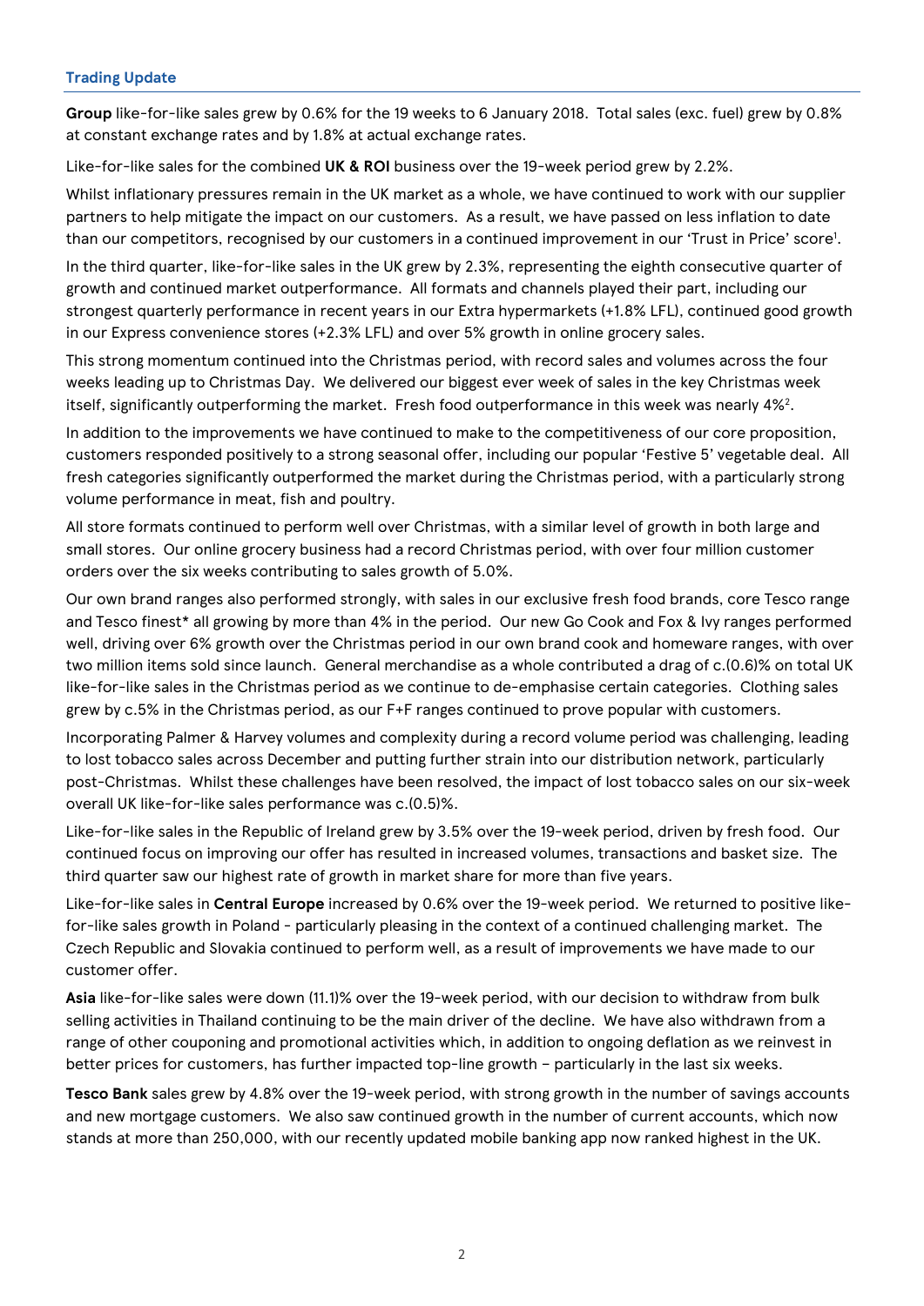## Trading Update

**Group** like-for-like sales grew by 0.6% for the 19 weeks to 6 January 2018. Total sales (exc. fuel) grew by 0.8% at constant exchange rates and by 1.8% at actual exchange rates.

Like-for-like sales for the combined **UK & ROI** business over the 19-week period grew by 2.2%.

Whilst inflationary pressures remain in the UK market as a whole, we have continued to work with our supplier partners to help mitigate the impact on our customers. As a result, we have passed on less inflation to date than our competitors, recognised by our customers in a continued improvement in our 'Trust in Price' score[1].

In the third quarter, like-for-like sales in the UK grew by 2.3%, representing the eighth consecutive quarter of growth and continued market outperformance. All formats and channels played their part, including our strongest quarterly performance in recent years in our Extra hypermarkets (+1.8% LFL), continued good growth in our Express convenience stores (+2.3% LFL) and over 5% growth in online grocery sales.

This strong momentum continued into the Christmas period, with record sales and volumes across the four weeks leading up to Christmas Day. We delivered our biggest ever week of sales in the key Christmas week itself, significantly outperforming the market. Fresh food outperformance in this week was nearly 4%[2].

In addition to the improvements we have continued to make to the competitiveness of our core proposition, customers responded positively to a strong seasonal offer, including our popular 'Festive 5' vegetable deal. All fresh categories significantly outperformed the market during the Christmas period, with a particularly strong volume performance in meat, fish and poultry.

All store formats continued to perform well over Christmas, with a similar level of growth in both large and small stores. Our online grocery business had a record Christmas period, with over four million customer orders over the six weeks contributing to sales growth of 5.0%.

Our own brand ranges also performed strongly, with sales in our exclusive fresh food brands, core Tesco range and Tesco finest* all growing by more than 4% in the period. Our new Go Cook and Fox & Ivy ranges performed well, driving over 6% growth over the Christmas period in our own brand cook and homeware ranges, with over two million items sold since launch. General merchandise as a whole contributed a drag of c.(0.6)% on total UK like-for-like sales in the Christmas period as we continue to de-emphasise certain categories. Clothing sales grew by c.5% in the Christmas period, as our F+F ranges continued to prove popular with customers.

Incorporating Palmer & Harvey volumes and complexity during a record volume period was challenging, leading to lost tobacco sales across December and putting further strain into our distribution network, particularly post-Christmas. Whilst these challenges have been resolved, the impact of lost tobacco sales on our six-week overall UK like-for-like sales performance was c.(0.5)%.

Like-for-like sales in the Republic of Ireland grew by 3.5% over the 19-week period, driven by fresh food. Our continued focus on improving our offer has resulted in increased volumes, transactions and basket size. The third quarter saw our highest rate of growth in market share for more than five years.

Like-for-like sales in **Central Europe** increased by 0.6% over the 19-week period. We returned to positive like-for-like sales growth in Poland - particularly pleasing in the context of a continued challenging market. The Czech Republic and Slovakia continued to perform well, as a result of improvements we have made to our customer offer.

**Asia** like-for-like sales were down (11.1)% over the 19-week period, with our decision to withdraw from bulk selling activities in Thailand continuing to be the main driver of the decline. We have also withdrawn from a range of other couponing and promotional activities which, in addition to ongoing deflation as we reinvest in better prices for customers, has further impacted top-line growth – particularly in the last six weeks.

**Tesco Bank** sales grew by 4.8% over the 19-week period, with strong growth in the number of savings accounts and new mortgage customers. We also saw continued growth in the number of current accounts, which now stands at more than 250,000, with our recently updated mobile banking app now ranked highest in the UK.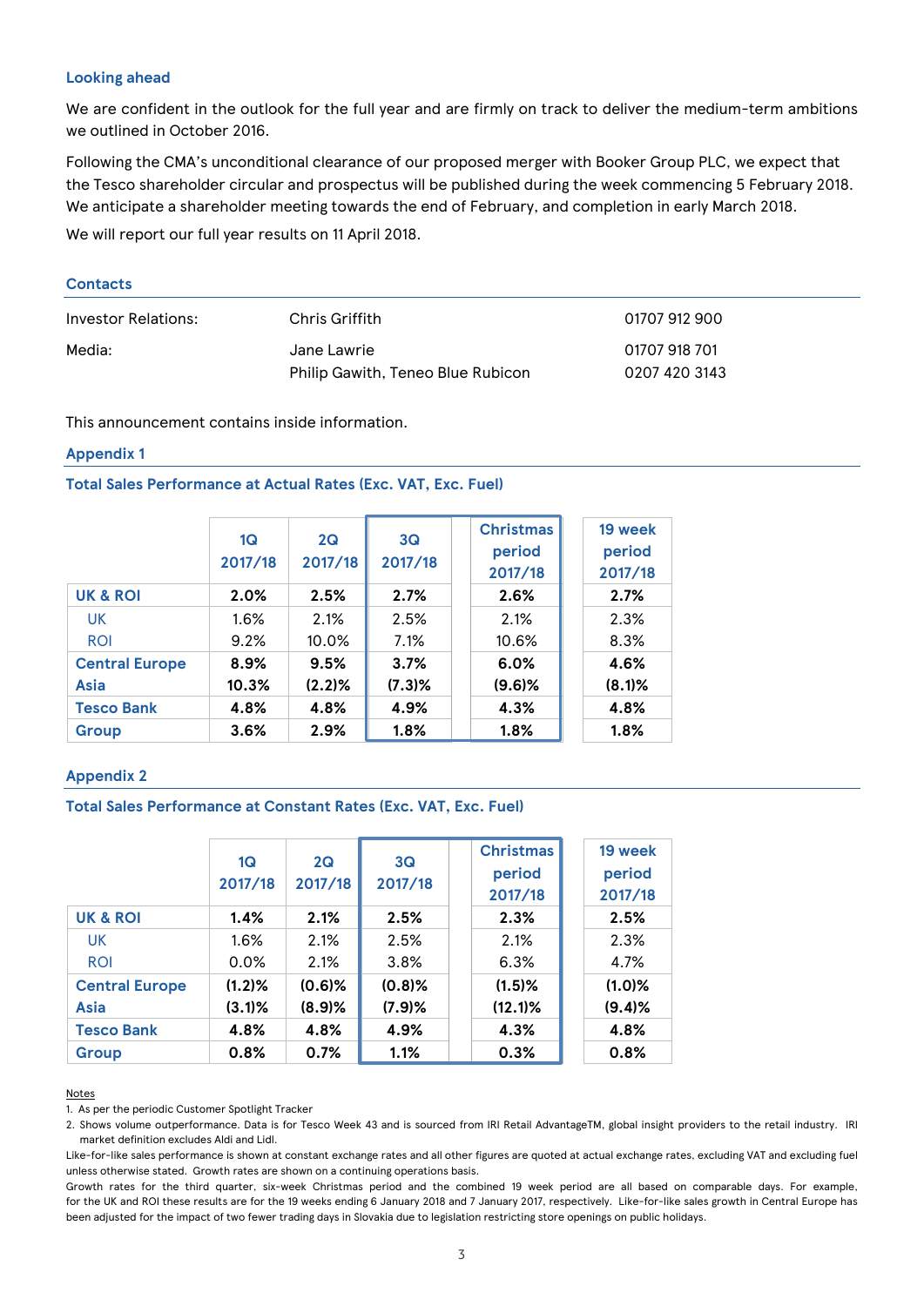## Looking ahead

We are confident in the outlook for the full year and are firmly on track to deliver the medium-term ambitions we outlined in October 2016.

Following the CMA's unconditional clearance of our proposed merger with Booker Group PLC, we expect that the Tesco shareholder circular and prospectus will be published during the week commencing 5 February 2018. We anticipate a shareholder meeting towards the end of February, and completion in early March 2018.

We will report our full year results on 11 April 2018.

## Contacts

| | | |
|---|---|---|
| Investor Relations: | Chris Griffith | 01707 912 900 |
| Media: | Jane Lawrie | 01707 918 701 |
| | Philip Gawith, Teneo Blue Rubicon | 0207 420 3143 |

This announcement contains inside information.

## Appendix 1

### Total Sales Performance at Actual Rates (Exc. VAT, Exc. Fuel)

| | 1Q 2017/18 | 2Q 2017/18 | 3Q 2017/18 | Christmas period 2017/18 | 19 week period 2017/18 |
|---|---|---|---|---|---|
| **UK & ROI** | **2.0%** | **2.5%** | **2.7%** | **2.6%** | **2.7%** |
| UK | 1.6% | 2.1% | 2.5% | 2.1% | 2.3% |
| ROI | 9.2% | 10.0% | 7.1% | 10.6% | 8.3% |
| **Central Europe** | **8.9%** | **9.5%** | **3.7%** | **6.0%** | **4.6%** |
| **Asia** | **10.3%** | **(2.2)%** | **(7.3)%** | **(9.6)%** | **(8.1)%** |
| **Tesco Bank** | **4.8%** | **4.8%** | **4.9%** | **4.3%** | **4.8%** |
| **Group** | **3.6%** | **2.9%** | **1.8%** | **1.8%** | **1.8%** |

## Appendix 2

### Total Sales Performance at Constant Rates (Exc. VAT, Exc. Fuel)

| | 1Q 2017/18 | 2Q 2017/18 | 3Q 2017/18 | Christmas period 2017/18 | 19 week period 2017/18 |
|---|---|---|---|---|---|
| **UK & ROI** | **1.4%** | **2.1%** | **2.5%** | **2.3%** | **2.5%** |
| UK | 1.6% | 2.1% | 2.5% | 2.1% | 2.3% |
| ROI | 0.0% | 2.1% | 3.8% | 6.3% | 4.7% |
| **Central Europe** | **(1.2)%** | **(0.6)%** | **(0.8)%** | **(1.5)%** | **(1.0)%** |
| **Asia** | **(3.1)%** | **(8.9)%** | **(7.9)%** | **(12.1)%** | **(9.4)%** |
| **Tesco Bank** | **4.8%** | **4.8%** | **4.9%** | **4.3%** | **4.8%** |
| **Group** | **0.8%** | **0.7%** | **1.1%** | **0.3%** | **0.8%** |

Notes

1. As per the periodic Customer Spotlight Tracker
2. Shows volume outperformance. Data is for Tesco Week 43 and is sourced from IRI Retail AdvantageTM, global insight providers to the retail industry. IRI market definition excludes Aldi and Lidl.

Like-for-like sales performance is shown at constant exchange rates and all other figures are quoted at actual exchange rates, excluding VAT and excluding fuel unless otherwise stated. Growth rates are shown on a continuing operations basis.

Growth rates for the third quarter, six-week Christmas period and the combined 19 week period are all based on comparable days. For example, for the UK and ROI these results are for the 19 weeks ending 6 January 2018 and 7 January 2017, respectively. Like-for-like sales growth in Central Europe has been adjusted for the impact of two fewer trading days in Slovakia due to legislation restricting store openings on public holidays.